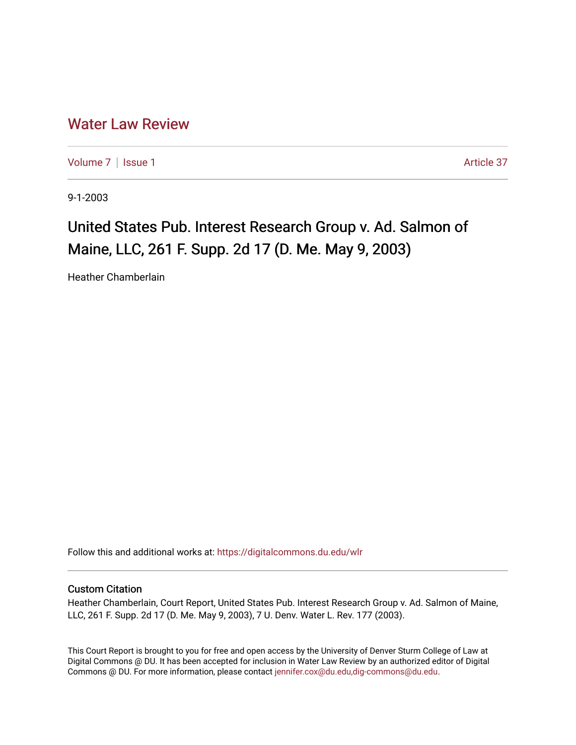# Water Law Review

Volume 7 | Issue 1 Article 37

9-1-2003

## United States Pub. Interest Research Group v. Ad. Salmon of Maine, LLC, 261 F. Supp. 2d 17 (D. Me. May 9, 2003)

Heather Chamberlain

Follow this and additional works at: https://digitalcommons.du.edu/wlr

### Custom Citation

Heather Chamberlain, Court Report, United States Pub. Interest Research Group v. Ad. Salmon of Maine, LLC, 261 F. Supp. 2d 17 (D. Me. May 9, 2003), 7 U. Denv. Water L. Rev. 177 (2003).

This Court Report is brought to you for free and open access by the University of Denver Sturm College of Law at Digital Commons @ DU. It has been accepted for inclusion in Water Law Review by an authorized editor of Digital Commons @ DU. For more information, please contact jennifer.cox@du.edu,dig-commons@du.edu.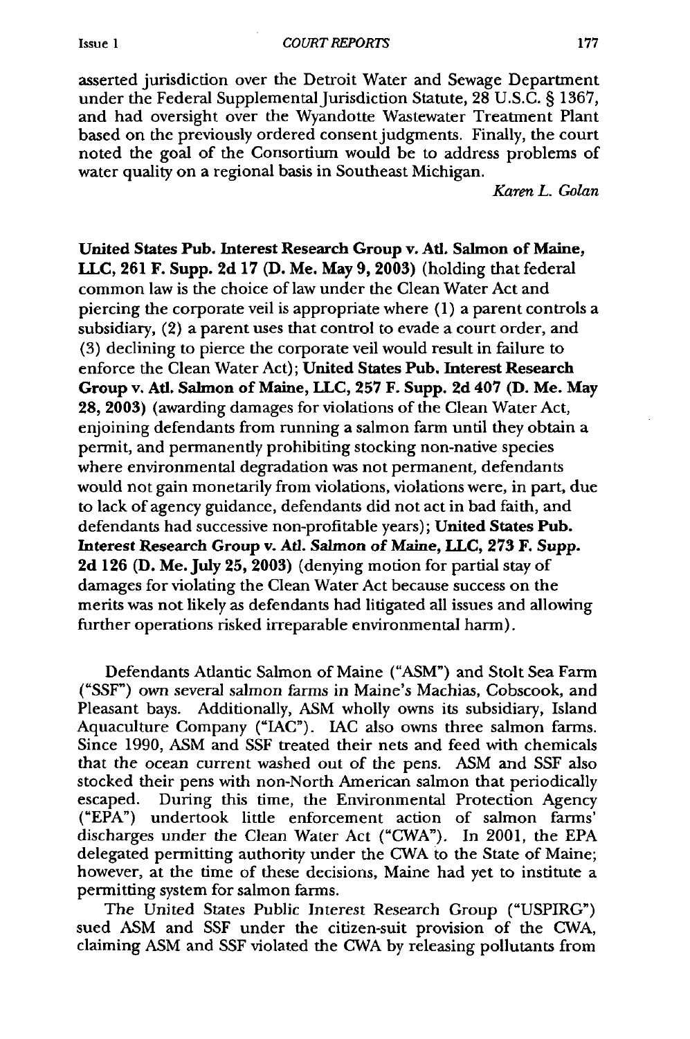asserted jurisdiction over the Detroit Water and Sewage Department under the Federal Supplemental Jurisdiction Statute, 28 U.S.C. § 1367, and had oversight over the Wyandotte Wastewater Treatment Plant based on the previously ordered consent judgments. Finally, the court noted the goal of the Consortium would be to address problems of water quality on a regional basis in Southeast Michigan.

*Karen L. Golan*

**United States Pub. Interest Research Group v. Atl. Salmon of Maine, LLC, 261 F. Supp. 2d 17 (D. Me. May 9, 2003)** (holding that federal common law is the choice of law under the Clean Water Act and piercing the corporate veil is appropriate where (1) a parent controls a subsidiary, (2) a parent uses that control to evade a court order, and (3) declining to pierce the corporate veil would result in failure to enforce the Clean Water Act); **United States Pub. Interest Research Group v. Atl. Salmon of Maine, LLC, 257 F. Supp. 2d 407 (D. Me. May 28, 2003)** (awarding damages for violations of the Clean Water Act, enjoining defendants from running a salmon farm until they obtain a permit, and permanently prohibiting stocking non-native species where environmental degradation was not permanent, defendants would not gain monetarily from violations, violations were, in part, due to lack of agency guidance, defendants did not act in bad faith, and defendants had successive non-profitable years); **United States Pub. Interest Research Group v. Atl. Salmon of Maine, LLC, 273 F. Supp. 2d 126 (D. Me. July 25, 2003)** (denying motion for partial stay of damages for violating the Clean Water Act because success on the merits was not likely as defendants had litigated all issues and allowing further operations risked irreparable environmental harm).

Defendants Atlantic Salmon of Maine ("ASM") and Stolt Sea Farm ("SSF") own several salmon farms in Maine's Machias, Cobscook, and Pleasant bays. Additionally, ASM wholly owns its subsidiary, Island Aquaculture Company ("IAC"). IAC also owns three salmon farms. Since 1990, ASM and SSF treated their nets and feed with chemicals that the ocean current washed out of the pens. ASM and SSF also stocked their pens with non-North American salmon that periodically escaped. During this time, the Environmental Protection Agency ("EPA") undertook little enforcement action of salmon farms' discharges under the Clean Water Act ("CWA"). In 2001, the EPA delegated permitting authority under the CWA to the State of Maine; however, at the time of these decisions, Maine had yet to institute a permitting system for salmon farms.

The United States Public Interest Research Group ("USPIRG") sued ASM and SSF under the citizen-suit provision of the CWA, claiming ASM and SSF violated the CWA by releasing pollutants from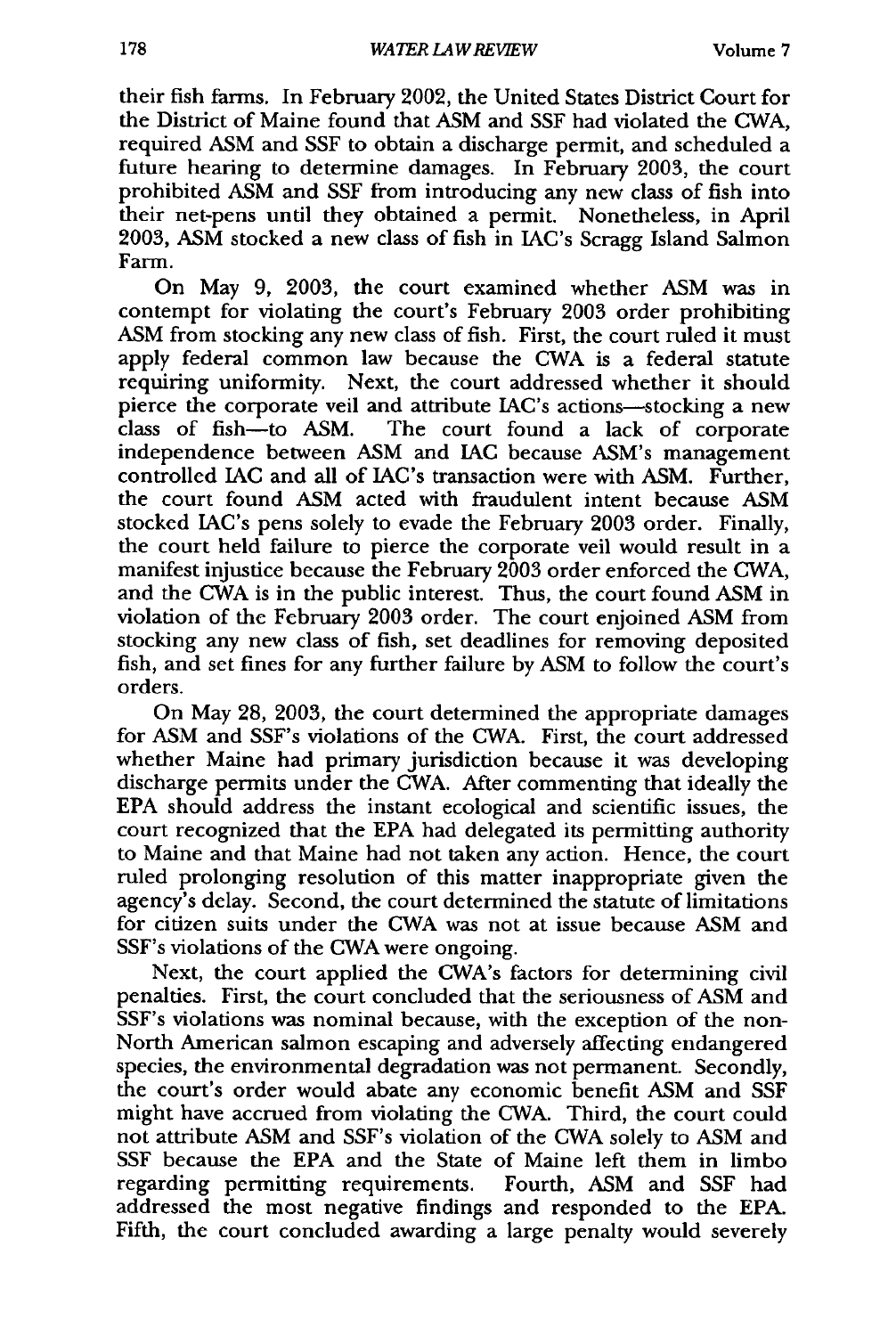their fish farms. In February 2002, the United States District Court for the District of Maine found that ASM and SSF had violated the CWA, required ASM and SSF to obtain a discharge permit, and scheduled a future hearing to determine damages. In February 2003, the court prohibited ASM and SSF from introducing any new class of fish into their net-pens until they obtained a permit. Nonetheless, in April 2003, ASM stocked a new class of fish in IAC's Scragg Island Salmon Farm.

On May 9, 2003, the court examined whether ASM was in contempt for violating the court's February 2003 order prohibiting ASM from stocking any new class of fish. First, the court ruled it must apply federal common law because the CWA is a federal statute requiring uniformity. Next, the court addressed whether it should pierce the corporate veil and attribute IAC's actions—stocking a new class of fish—to ASM. The court found a lack of corporate independence between ASM and IAC because ASM's management controlled IAC and all of IAC's transaction were with ASM. Further, the court found ASM acted with fraudulent intent because ASM stocked IAC's pens solely to evade the February 2003 order. Finally, the court held failure to pierce the corporate veil would result in a manifest injustice because the February 2003 order enforced the CWA, and the CWA is in the public interest. Thus, the court found ASM in violation of the February 2003 order. The court enjoined ASM from stocking any new class of fish, set deadlines for removing deposited fish, and set fines for any further failure by ASM to follow the court's orders.

On May 28, 2003, the court determined the appropriate damages for ASM and SSF's violations of the CWA. First, the court addressed whether Maine had primary jurisdiction because it was developing discharge permits under the CWA. After commenting that ideally the EPA should address the instant ecological and scientific issues, the court recognized that the EPA had delegated its permitting authority to Maine and that Maine had not taken any action. Hence, the court ruled prolonging resolution of this matter inappropriate given the agency's delay. Second, the court determined the statute of limitations for citizen suits under the CWA was not at issue because ASM and SSF's violations of the CWA were ongoing.

Next, the court applied the CWA's factors for determining civil penalties. First, the court concluded that the seriousness of ASM and SSF's violations was nominal because, with the exception of the non-North American salmon escaping and adversely affecting endangered species, the environmental degradation was not permanent. Secondly, the court's order would abate any economic benefit ASM and SSF might have accrued from violating the CWA. Third, the court could not attribute ASM and SSF's violation of the CWA solely to ASM and SSF because the EPA and the State of Maine left them in limbo regarding permitting requirements. Fourth, ASM and SSF had addressed the most negative findings and responded to the EPA. Fifth, the court concluded awarding a large penalty would severely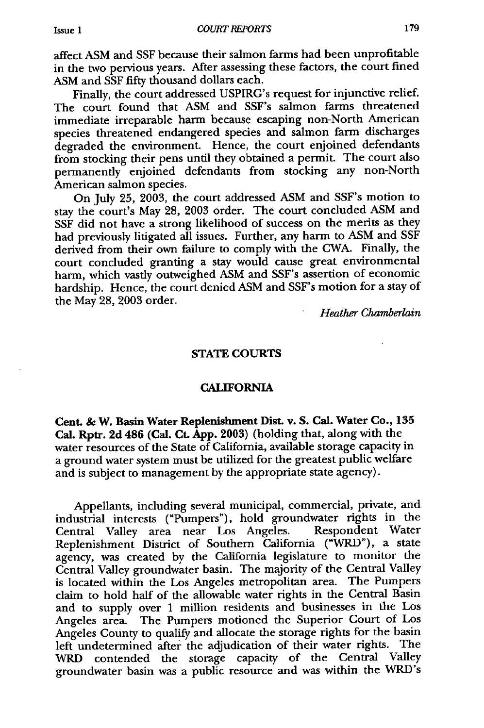affect ASM and SSF because their salmon farms had been unprofitable in the two pervious years. After assessing these factors, the court fined ASM and SSF fifty thousand dollars each.

Finally, the court addressed USPIRG's request for injunctive relief. The court found that ASM and SSF's salmon farms threatened immediate irreparable harm because escaping non-North American species threatened endangered species and salmon farm discharges degraded the environment. Hence, the court enjoined defendants from stocking their pens until they obtained a permit. The court also permanently enjoined defendants from stocking any non-North American salmon species.

On July 25, 2003, the court addressed ASM and SSF's motion to stay the court's May 28, 2003 order. The court concluded ASM and SSF did not have a strong likelihood of success on the merits as they had previously litigated all issues. Further, any harm to ASM and SSF derived from their own failure to comply with the CWA. Finally, the court concluded granting a stay would cause great environmental harm, which vastly outweighed ASM and SSF's assertion of economic hardship. Hence, the court denied ASM and SSF's motion for a stay of the May 28, 2003 order.

*Heather Chamberlain*

## STATE COURTS

### CALIFORNIA

**Cent. & W. Basin Water Replenishment Dist. v. S. Cal. Water Co., 135 Cal. Rptr. 2d 486 (Cal. Ct. App. 2003)** (holding that, along with the water resources of the State of California, available storage capacity in a ground water system must be utilized for the greatest public welfare and is subject to management by the appropriate state agency).

Appellants, including several municipal, commercial, private, and industrial interests ("Pumpers"), hold groundwater rights in the Central Valley area near Los Angeles. Respondent Water Replenishment District of Southern California ("WRD"), a state agency, was created by the California legislature to monitor the Central Valley groundwater basin. The majority of the Central Valley is located within the Los Angeles metropolitan area. The Pumpers claim to hold half of the allowable water rights in the Central Basin and to supply over 1 million residents and businesses in the Los Angeles area. The Pumpers motioned the Superior Court of Los Angeles County to qualify and allocate the storage rights for the basin left undetermined after the adjudication of their water rights. The WRD contended the storage capacity of the Central Valley groundwater basin was a public resource and was within the WRD's